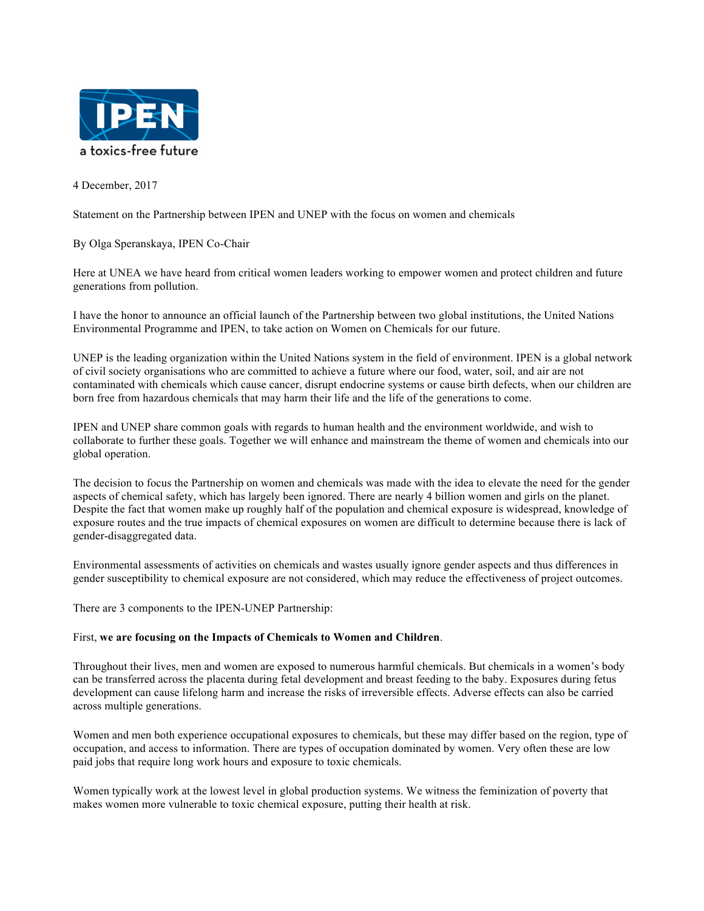4 December, 2017

Statement on the Partnership between IPEN and UNEP with the focus on women and chemicals

By Olga Speranskaya, IPEN Co-Chair

Here at UNEA we have heard from critical women leaders working to empower women and protect children and future generations from pollution.

I have the honor to announce an official launch of the Partnership between two global institutions, the United Nations Environmental Programme and IPEN, to take action on Women on Chemicals for our future.

UNEP is the leading organization within the United Nations system in the field of environment. IPEN is a global network of civil society organisations who are committed to achieve a future where our food, water, soil, and air are not contaminated with chemicals which cause cancer, disrupt endocrine systems or cause birth defects, when our children are born free from hazardous chemicals that may harm their life and the life of the generations to come.

IPEN and UNEP share common goals with regards to human health and the environment worldwide, and wish to collaborate to further these goals. Together we will enhance and mainstream the theme of women and chemicals into our global operation.

The decision to focus the Partnership on women and chemicals was made with the idea to elevate the need for the gender aspects of chemical safety, which has largely been ignored. There are nearly 4 billion women and girls on the planet. Despite the fact that women make up roughly half of the population and chemical exposure is widespread, knowledge of exposure routes and the true impacts of chemical exposures on women are difficult to determine because there is lack of gender-disaggregated data.

Environmental assessments of activities on chemicals and wastes usually ignore gender aspects and thus differences in gender susceptibility to chemical exposure are not considered, which may reduce the effectiveness of project outcomes.

There are 3 components to the IPEN-UNEP Partnership:

First, **we are focusing on the Impacts of Chemicals to Women and Children**.

Throughout their lives, men and women are exposed to numerous harmful chemicals. But chemicals in a women's body can be transferred across the placenta during fetal development and breast feeding to the baby. Exposures during fetus development can cause lifelong harm and increase the risks of irreversible effects. Adverse effects can also be carried across multiple generations.

Women and men both experience occupational exposures to chemicals, but these may differ based on the region, type of occupation, and access to information. There are types of occupation dominated by women. Very often these are low paid jobs that require long work hours and exposure to toxic chemicals.

Women typically work at the lowest level in global production systems. We witness the feminization of poverty that makes women more vulnerable to toxic chemical exposure, putting their health at risk.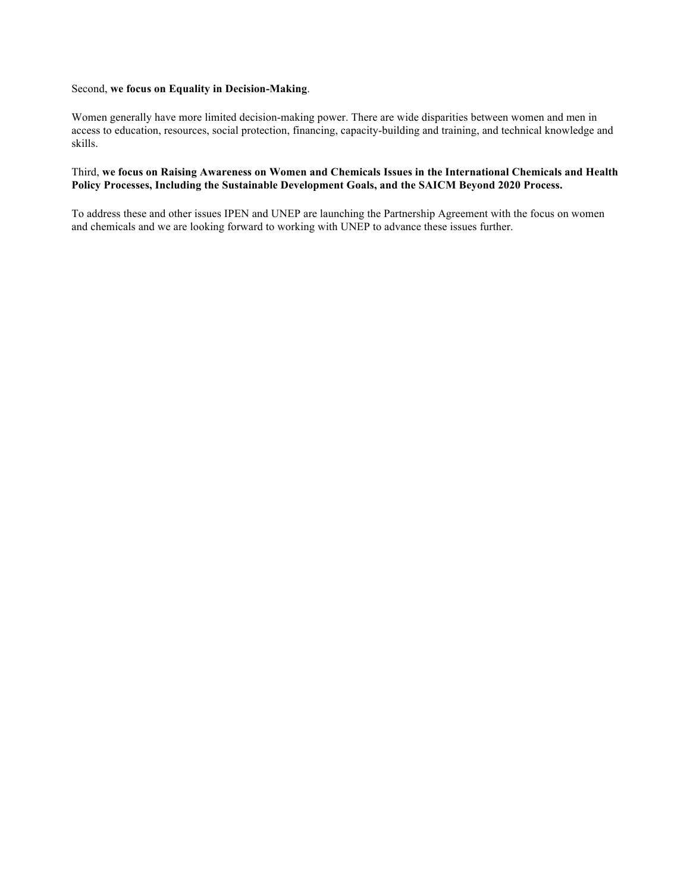Second, **we focus on Equality in Decision-Making**.

Women generally have more limited decision-making power. There are wide disparities between women and men in access to education, resources, social protection, financing, capacity-building and training, and technical knowledge and skills.

Third, **we focus on Raising Awareness on Women and Chemicals Issues in the International Chemicals and Health Policy Processes, Including the Sustainable Development Goals, and the SAICM Beyond 2020 Process.**

To address these and other issues IPEN and UNEP are launching the Partnership Agreement with the focus on women and chemicals and we are looking forward to working with UNEP to advance these issues further.